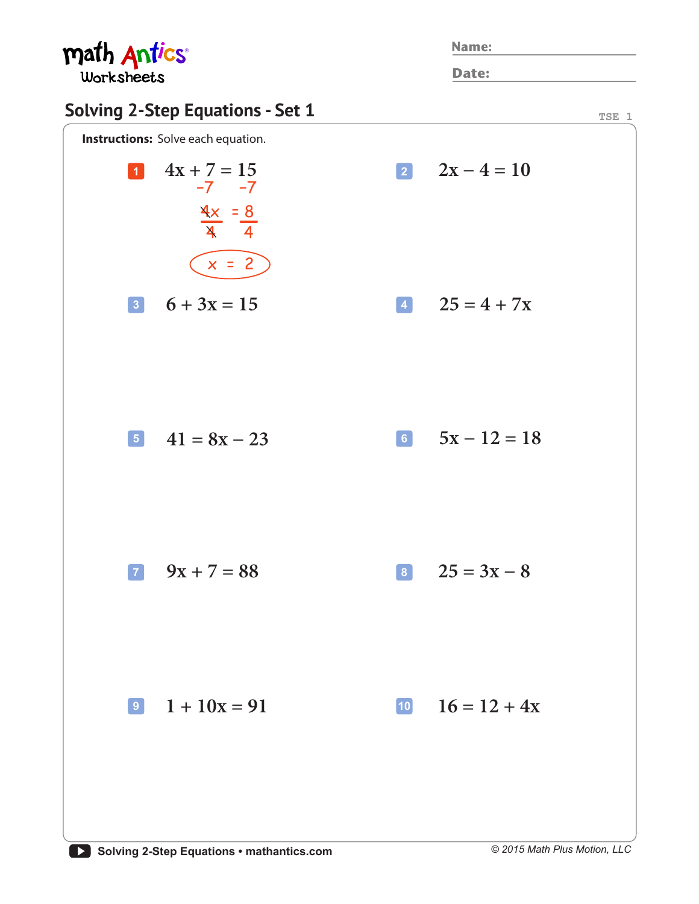math Antics Worksheets

Name:

Date:

## Solving 2-Step Equations - Set 1

TSE 1

**Instructions:** Solve each equation.

1. $4x + 7 = 15$

   $-7 \quad -7$

   $\frac{4x}{4} = \frac{8}{4}$

   $x = 2$

2. $2x - 4 = 10$

3. $6 + 3x = 15$

4. $25 = 4 + 7x$

5. $41 = 8x - 23$

6. $5x - 12 = 18$

7. $9x + 7 = 88$

8. $25 = 3x - 8$

9. $1 + 10x = 91$

10. $16 = 12 + 4x$

Solving 2-Step Equations • mathantics.com

© 2015 Math Plus Motion, LLC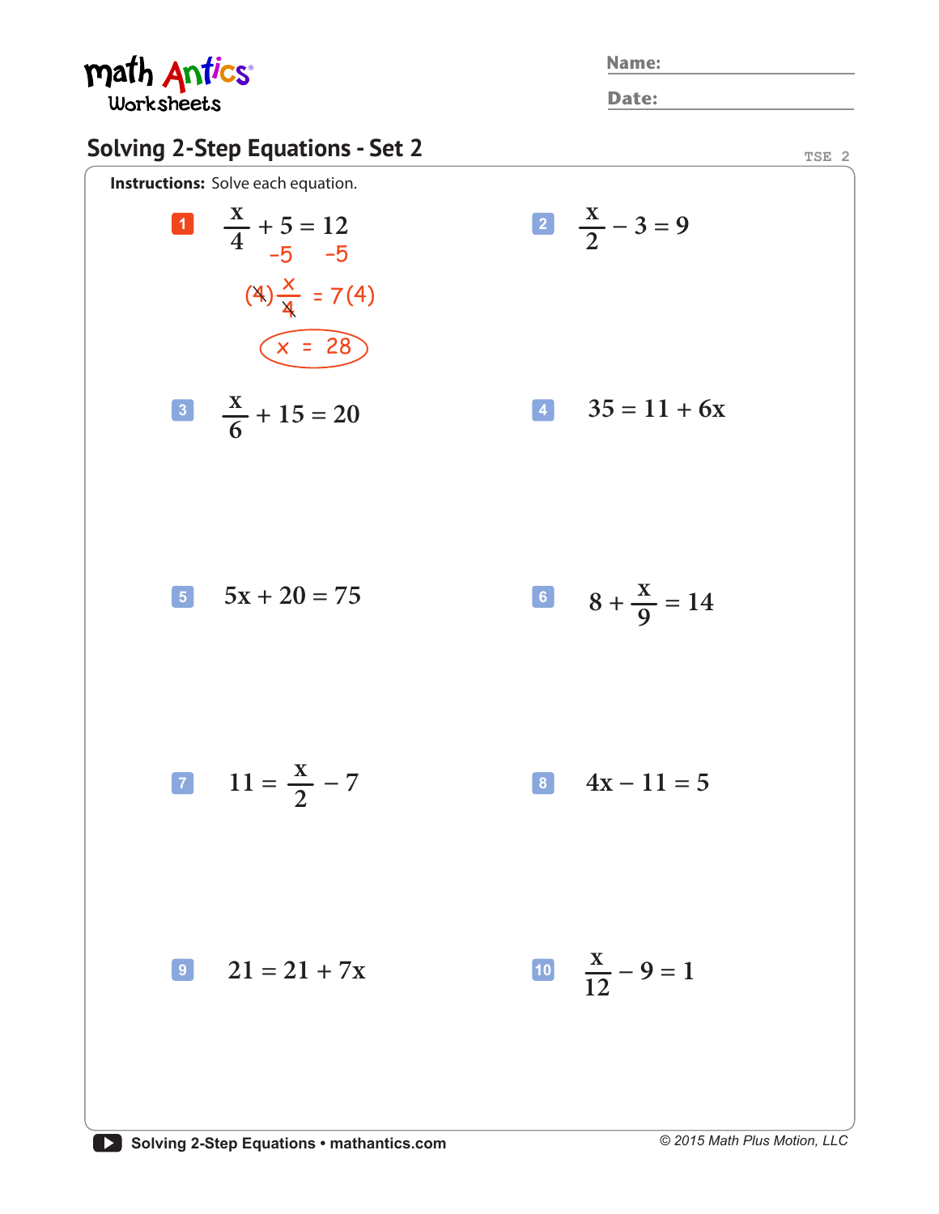# Solving 2-Step Equations - Set 2

Name:

Date:

**Instructions:** Solve each equation.

1. $\frac{x}{4} + 5 = 12$

   $-5 \quad -5$

   $(4)\frac{x}{4} = 7(4)$

   $x = 28$

2. $\frac{x}{2} - 3 = 9$

3. $\frac{x}{6} + 15 = 20$

4. $35 = 11 + 6x$

5. $5x + 20 = 75$

6. $8 + \frac{x}{9} = 14$

7. $11 = \frac{x}{2} - 7$

8. $4x - 11 = 5$

9. $21 = 21 + 7x$

10. $\frac{x}{12} - 9 = 1$

Solving 2-Step Equations • mathantics.com

© 2015 Math Plus Motion, LLC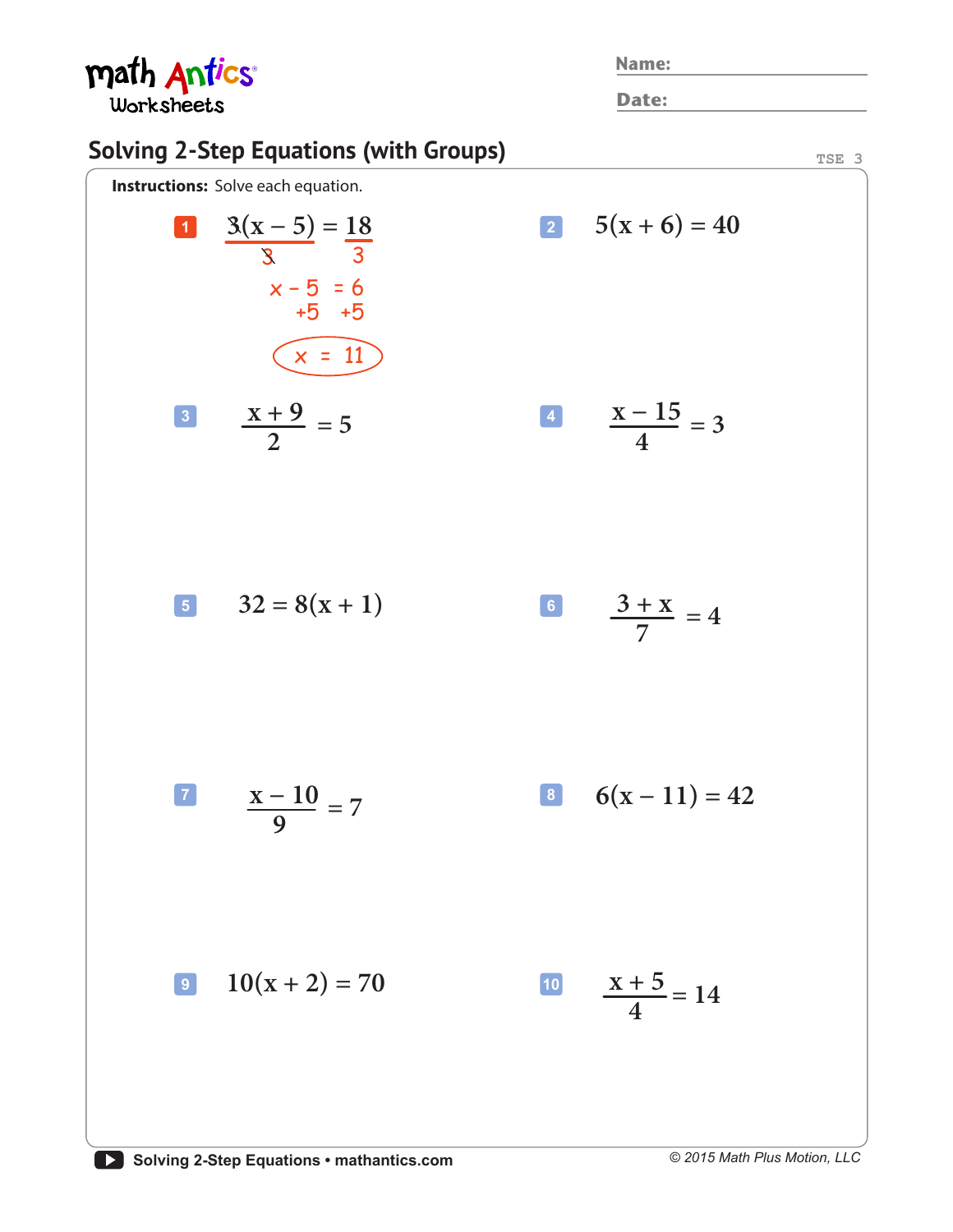math Antics® Worksheets

Name:

Date:

## Solving 2-Step Equations (with Groups)

TSE 3

**Instructions:** Solve each equation.

**1** $3(x - 5) = 18$

$\frac{3(x-5)}{3} = \frac{18}{3}$

$x - 5 = 6$

$+5 \quad +5$

$x = 11$

**2** $5(x + 6) = 40$

**3** $\frac{x + 9}{2} = 5$

**4** $\frac{x - 15}{4} = 3$

**5** $32 = 8(x + 1)$

**6** $\frac{3 + x}{7} = 4$

**7** $\frac{x - 10}{9} = 7$

**8** $6(x - 11) = 42$

**9** $10(x + 2) = 70$

**10** $\frac{x + 5}{4} = 14$

Solving 2-Step Equations • mathantics.com

© 2015 Math Plus Motion, LLC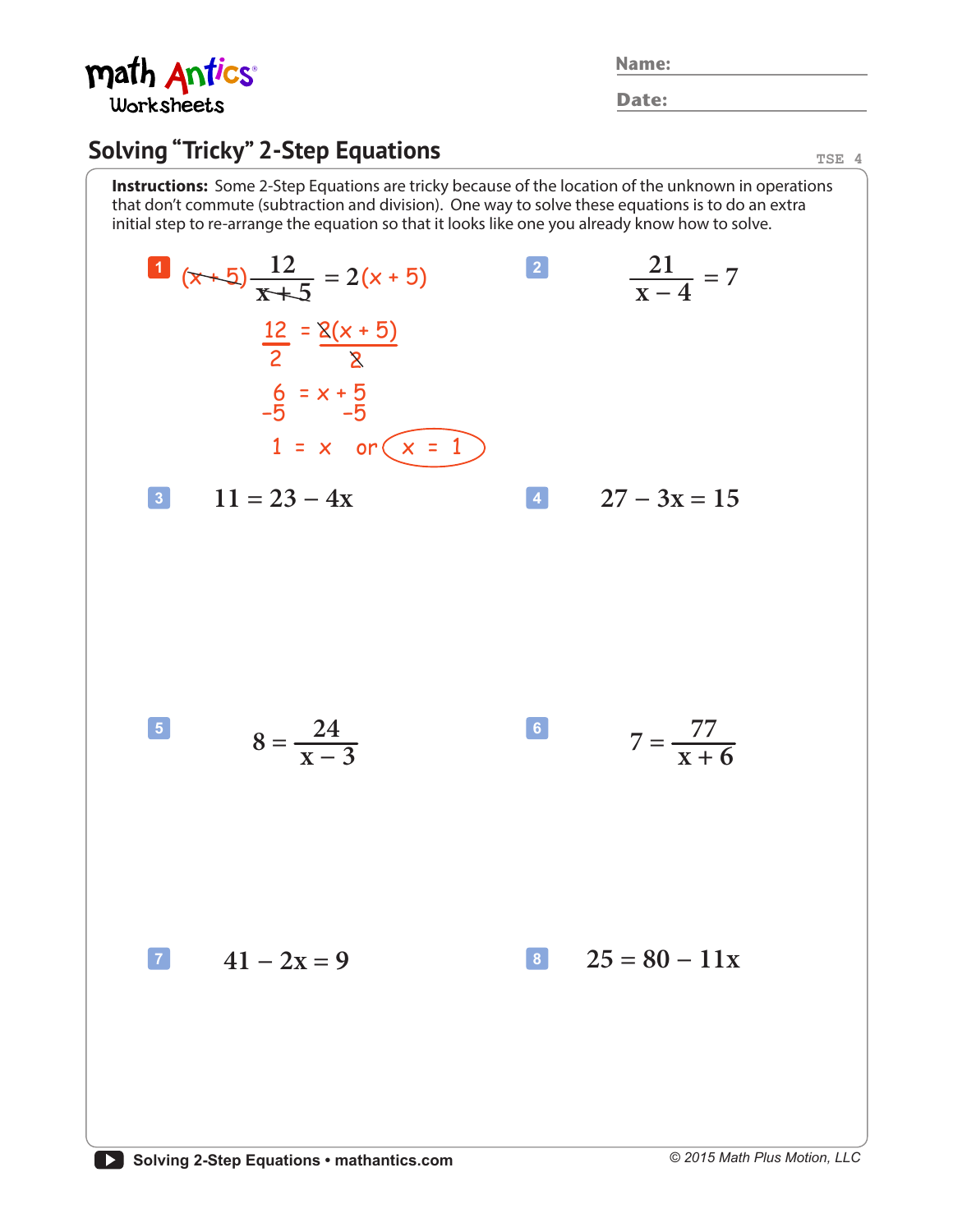math Antics Worksheets

Name:

Date:

## Solving "Tricky" 2-Step Equations

TSE 4

**Instructions:** Some 2-Step Equations are tricky because of the location of the unknown in operations that don't commute (subtraction and division). One way to solve these equations is to do an extra initial step to re-arrange the equation so that it looks like one you already know how to solve.

**1** $(x + 5)\dfrac{12}{x + 5} = 2(x + 5)$

$\dfrac{12}{2} = \dfrac{2(x + 5)}{2}$

$6 = x + 5$

$-5 \qquad -5$

$1 = x$ or $x = 1$

**2** $\dfrac{21}{x - 4} = 7$

**3** $11 = 23 - 4x$

**4** $27 - 3x = 15$

**5** $8 = \dfrac{24}{x - 3}$

**6** $7 = \dfrac{77}{x + 6}$

**7** $41 - 2x = 9$

**8** $25 = 80 - 11x$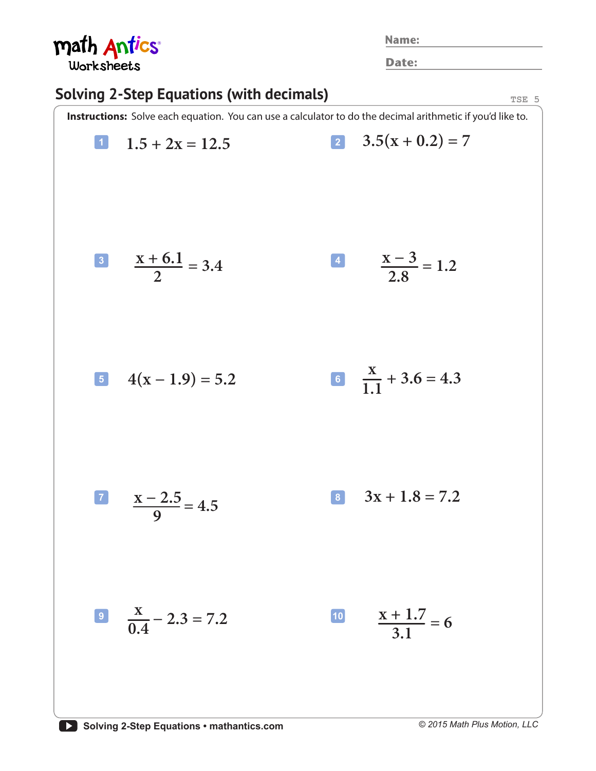**math Antics Worksheets**

**Name:**

**Date:**

## Solving 2-Step Equations (with decimals)

TSE 5

**Instructions:** Solve each equation. You can use a calculator to do the decimal arithmetic if you'd like to.

1. $1.5 + 2x = 12.5$

2. $3.5(x + 0.2) = 7$

3. $\dfrac{x + 6.1}{2} = 3.4$

4. $\dfrac{x - 3}{2.8} = 1.2$

5. $4(x - 1.9) = 5.2$

6. $\dfrac{x}{1.1} + 3.6 = 4.3$

7. $\dfrac{x - 2.5}{9} = 4.5$

8. $3x + 1.8 = 7.2$

9. $\dfrac{x}{0.4} - 2.3 = 7.2$

10. $\dfrac{x + 1.7}{3.1} = 6$

Solving 2-Step Equations • mathantics.com

© 2015 Math Plus Motion, LLC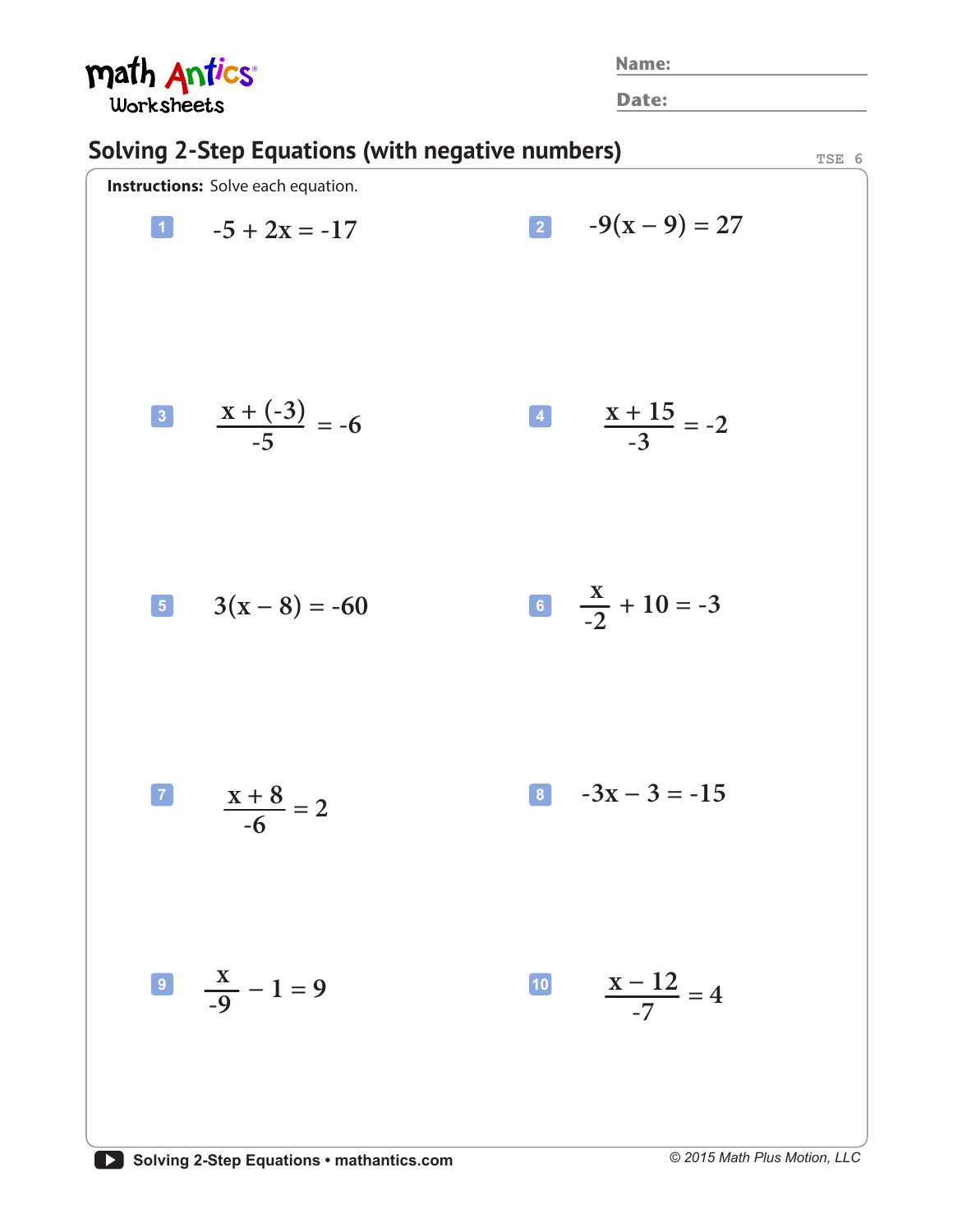math Antics Worksheets

Name:

Date:

## Solving 2-Step Equations (with negative numbers)

TSE 6

**Instructions:** Solve each equation.

1. $-5 + 2x = -17$

2. $-9(x - 9) = 27$

3. $\dfrac{x + (-3)}{-5} = -6$

4. $\dfrac{x + 15}{-3} = -2$

5. $3(x - 8) = -60$

6. $\dfrac{x}{-2} + 10 = -3$

7. $\dfrac{x + 8}{-6} = 2$

8. $-3x - 3 = -15$

9. $\dfrac{x}{-9} - 1 = 9$

10. $\dfrac{x - 12}{-7} = 4$

Solving 2-Step Equations • mathantics.com

© 2015 Math Plus Motion, LLC